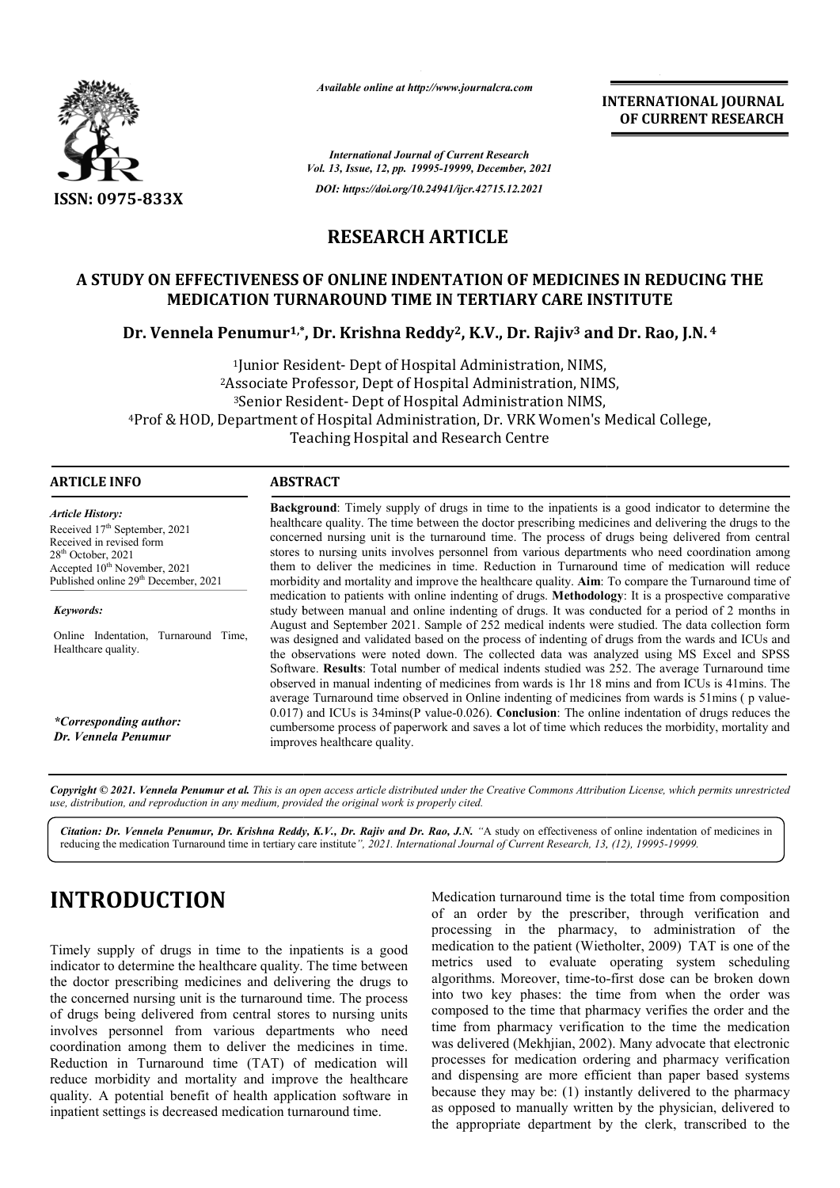*Available online at http://www.journalcra.com*

**INTERNATIONAL JOURNAL OF CURRENT RESEARCH**

*International Journal of Current Research*
*Vol. 13, Issue, 12, pp. 19995-19999, December, 2021*

*DOI: https://doi.org/10.24941/ijcr.42715.12.2021*

ISSN: 0975-833X

## RESEARCH ARTICLE

# A STUDY ON EFFECTIVENESS OF ONLINE INDENTATION OF MEDICINES IN REDUCING THE MEDICATION TURNAROUND TIME IN TERTIARY CARE INSTITUTE

**Dr. Vennela Penumur[1,*], Dr. Krishna Reddy[2], K.V., Dr. Rajiv[3] and Dr. Rao, J.N.[4]**

[1]Junior Resident- Dept of Hospital Administration, NIMS,
[2]Associate Professor, Dept of Hospital Administration, NIMS,
[3]Senior Resident- Dept of Hospital Administration NIMS,
[4]Prof & HOD, Department of Hospital Administration, Dr. VRK Women's Medical College, Teaching Hospital and Research Centre

### ARTICLE INFO

*Article History:*
Received 17th September, 2021
Received in revised form
28th October, 2021
Accepted 10th November, 2021
Published online 29th December, 2021

*Keywords:*

Online Indentation, Turnaround Time, Healthcare quality.

***Corresponding author:***
***Dr. Vennela Penumur***

### ABSTRACT

**Background**: Timely supply of drugs in time to the inpatients is a good indicator to determine the healthcare quality. The time between the doctor prescribing medicines and delivering the drugs to the concerned nursing unit is the turnaround time. The process of drugs being delivered from central stores to nursing units involves personnel from various departments who need coordination among them to deliver the medicines in time. Reduction in Turnaround time of medication will reduce morbidity and mortality and improve the healthcare quality. **Aim**: To compare the Turnaround time of medication to patients with online indenting of drugs. **Methodology**: It is a prospective comparative study between manual and online indenting of drugs. It was conducted for a period of 2 months in August and September 2021. Sample of 252 medical indents were studied. The data collection form was designed and validated based on the process of indenting of drugs from the wards and ICUs and the observations were noted down. The collected data was analyzed using MS Excel and SPSS Software. **Results**: Total number of medical indents studied was 252. The average Turnaround time observed in manual indenting of medicines from wards is 1hr 18 mins and from ICUs is 41mins. The average Turnaround time observed in Online indenting of medicines from wards is 51mins ( p value-0.017) and ICUs is 34mins(P value-0.026). **Conclusion**: The online indentation of drugs reduces the cumbersome process of paperwork and saves a lot of time which reduces the morbidity, mortality and improves healthcare quality.

*Copyright © 2021. Vennela Penumur et al. This is an open access article distributed under the Creative Commons Attribution License, which permits unrestricted use, distribution, and reproduction in any medium, provided the original work is properly cited.*

***Citation: Dr. Vennela Penumur, Dr. Krishna Reddy, K.V., Dr. Rajiv and Dr. Rao, J.N.** "A study on effectiveness of online indentation of medicines in reducing the medication Turnaround time in tertiary care institute", 2021. International Journal of Current Research, 13, (12), 19995-19999.*

# INTRODUCTION

Timely supply of drugs in time to the inpatients is a good indicator to determine the healthcare quality. The time between the doctor prescribing medicines and delivering the drugs to the concerned nursing unit is the turnaround time. The process of drugs being delivered from central stores to nursing units involves personnel from various departments who need coordination among them to deliver the medicines in time. Reduction in Turnaround time (TAT) of medication will reduce morbidity and mortality and improve the healthcare quality. A potential benefit of health application software in inpatient settings is decreased medication turnaround time.

Medication turnaround time is the total time from composition of an order by the prescriber, through verification and processing in the pharmacy, to administration of the medication to the patient (Wietholter, 2009) TAT is one of the metrics used to evaluate operating system scheduling algorithms. Moreover, time-to-first dose can be broken down into two key phases: the time from when the order was composed to the time that pharmacy verifies the order and the time from pharmacy verification to the time the medication was delivered (Mekhjian, 2002). Many advocate that electronic processes for medication ordering and pharmacy verification and dispensing are more efficient than paper based systems because they may be: (1) instantly delivered to the pharmacy as opposed to manually written by the physician, delivered to the appropriate department by the clerk, transcribed to the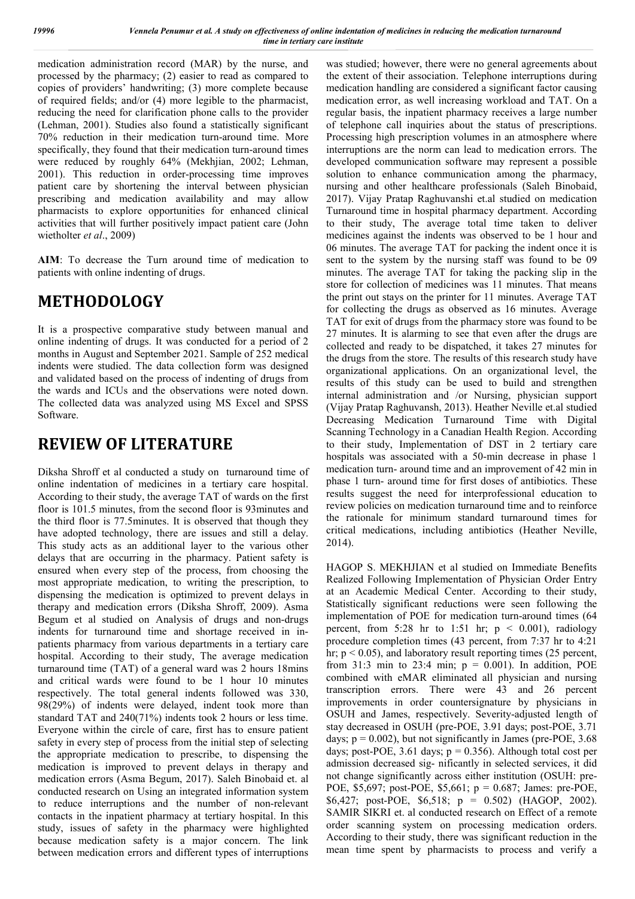medication administration record (MAR) by the nurse, and processed by the pharmacy; (2) easier to read as compared to copies of providers' handwriting; (3) more complete because of required fields; and/or (4) more legible to the pharmacist, reducing the need for clarification phone calls to the provider (Lehman, 2001). Studies also found a statistically significant 70% reduction in their medication turn-around time. More specifically, they found that their medication turn-around times were reduced by roughly 64% (Mekhjian, 2002; Lehman, 2001). This reduction in order-processing time improves patient care by shortening the interval between physician prescribing and medication availability and may allow pharmacists to explore opportunities for enhanced clinical activities that will further positively impact patient care (John wietholter *et al*., 2009)

**AIM**: To decrease the Turn around time of medication to patients with online indenting of drugs.

# METHODOLOGY

It is a prospective comparative study between manual and online indenting of drugs. It was conducted for a period of 2 months in August and September 2021. Sample of 252 medical indents were studied. The data collection form was designed and validated based on the process of indenting of drugs from the wards and ICUs and the observations were noted down. The collected data was analyzed using MS Excel and SPSS Software.

# REVIEW OF LITERATURE

Diksha Shroff et al conducted a study on turnaround time of online indentation of medicines in a tertiary care hospital. According to their study, the average TAT of wards on the first floor is 101.5 minutes, from the second floor is 93minutes and the third floor is 77.5minutes. It is observed that though they have adopted technology, there are issues and still a delay. This study acts as an additional layer to the various other delays that are occurring in the pharmacy. Patient safety is ensured when every step of the process, from choosing the most appropriate medication, to writing the prescription, to dispensing the medication is optimized to prevent delays in therapy and medication errors (Diksha Shroff, 2009). Asma Begum et al studied on Analysis of drugs and non-drugs indents for turnaround time and shortage received in in-patients pharmacy from various departments in a tertiary care hospital. According to their study, The average medication turnaround time (TAT) of a general ward was 2 hours 18mins and critical wards were found to be 1 hour 10 minutes respectively. The total general indents followed was 330, 98(29%) of indents were delayed, indent took more than standard TAT and 240(71%) indents took 2 hours or less time. Everyone within the circle of care, first has to ensure patient safety in every step of process from the initial step of selecting the appropriate medication to prescribe, to dispensing the medication is improved to prevent delays in therapy and medication errors (Asma Begum, 2017). Saleh Binobaid et. al conducted research on Using an integrated information system to reduce interruptions and the number of non-relevant contacts in the inpatient pharmacy at tertiary hospital. In this study, issues of safety in the pharmacy were highlighted because medication safety is a major concern. The link between medication errors and different types of interruptions was studied; however, there were no general agreements about the extent of their association. Telephone interruptions during medication handling are considered a significant factor causing medication error, as well increasing workload and TAT. On a regular basis, the inpatient pharmacy receives a large number of telephone call inquiries about the status of prescriptions. Processing high prescription volumes in an atmosphere where interruptions are the norm can lead to medication errors. The developed communication software may represent a possible solution to enhance communication among the pharmacy, nursing and other healthcare professionals (Saleh Binobaid, 2017). Vijay Pratap Raghuvanshi et.al studied on medication Turnaround time in hospital pharmacy department. According to their study, The average total time taken to deliver medicines against the indents was observed to be 1 hour and 06 minutes. The average TAT for packing the indent once it is sent to the system by the nursing staff was found to be 09 minutes. The average TAT for taking the packing slip in the store for collection of medicines was 11 minutes. That means the print out stays on the printer for 11 minutes. Average TAT for collecting the drugs as observed as 16 minutes. Average TAT for exit of drugs from the pharmacy store was found to be 27 minutes. It is alarming to see that even after the drugs are collected and ready to be dispatched, it takes 27 minutes for the drugs from the store. The results of this research study have organizational applications. On an organizational level, the results of this study can be used to build and strengthen internal administration and /or Nursing, physician support (Vijay Pratap Raghuvansh, 2013). Heather Neville et.al studied Decreasing Medication Turnaround Time with Digital Scanning Technology in a Canadian Health Region. According to their study, Implementation of DST in 2 tertiary care hospitals was associated with a 50-min decrease in phase 1 medication turn- around time and an improvement of 42 min in phase 1 turn- around time for first doses of antibiotics. These results suggest the need for interprofessional education to review policies on medication turnaround time and to reinforce the rationale for minimum standard turnaround times for critical medications, including antibiotics (Heather Neville, 2014).

HAGOP S. MEKHJIAN et al studied on Immediate Benefits Realized Following Implementation of Physician Order Entry at an Academic Medical Center. According to their study, Statistically significant reductions were seen following the implementation of POE for medication turn-around times (64 percent, from 5:28 hr to 1:51 hr; $p < 0.001$), radiology procedure completion times (43 percent, from 7:37 hr to 4:21 hr; $p < 0.05$), and laboratory result reporting times (25 percent, from 31:3 min to 23:4 min; $p = 0.001$). In addition, POE combined with eMAR eliminated all physician and nursing transcription errors. There were 43 and 26 percent improvements in order countersignature by physicians in OSUH and James, respectively. Severity-adjusted length of stay decreased in OSUH (pre-POE, 3.91 days; post-POE, 3.71 days; $p = 0.002$), but not significantly in James (pre-POE, 3.68 days; post-POE, 3.61 days; $p = 0.356$). Although total cost per admission decreased sig- nificantly in selected services, it did not change significantly across either institution (OSUH: pre-POE, \$5,697; post-POE, \$5,661; $p = 0.687$; James: pre-POE, \$6,427; post-POE, \$6,518; $p = 0.502$) (HAGOP, 2002). SAMIR SIKRI et. al conducted research on Effect of a remote order scanning system on processing medication orders. According to their study, there was significant reduction in the mean time spent by pharmacists to process and verify a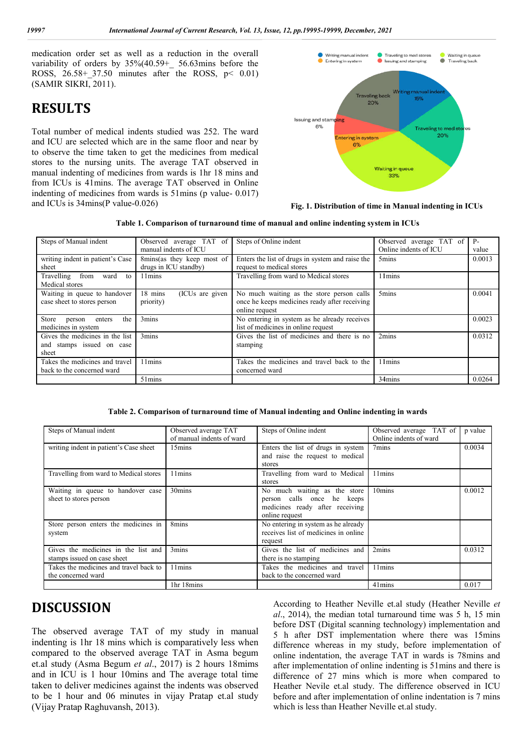medication order set as well as a reduction in the overall variability of orders by 35%(40.59+_ 56.63mins before the ROSS, 26.58+_37.50 minutes after the ROSS, p< 0.01) (SAMIR SIKRI, 2011).

# RESULTS

Total number of medical indents studied was 252. The ward and ICU are selected which are in the same floor and near by to observe the time taken to get the medicines from medical stores to the nursing units. The average TAT observed in manual indenting of medicines from wards is 1hr 18 mins and from ICUs is 41mins. The average TAT observed in Online indenting of medicines from wards is 51mins (p value- 0.017) and ICUs is 34mins(P value-0.026)

**Fig. 1. Distribution of time in Manual indenting in ICUs**

**Table 1. Comparison of turnaround time of manual and online indenting system in ICUs**

| Steps of Manual indent | Observed average TAT of manual indents of ICU | Steps of Online indent | Observed average TAT of Online indents of ICU | P-value |
|---|---|---|---|---|
| writing indent in patient's Case sheet | 8mins(as they keep most of drugs in ICU standby) | Enters the list of drugs in system and raise the request to medical stores | 5mins | 0.0013 |
| Travelling from ward to Medical stores | 11mins | Travelling from ward to Medical stores | 11mins | |
| Waiting in queue to handover case sheet to stores person | 18 mins (ICUs are given priority) | No much waiting as the store person calls once he keeps medicines ready after receiving online request | 5mins | 0.0041 |
| Store person enters the medicines in system | 3mins | No entering in system as he already receives list of medicines in online request | | 0.0023 |
| Gives the medicines in the list and stamps issued on case sheet | 3mins | Gives the list of medicines and there is no stamping | 2mins | 0.0312 |
| Takes the medicines and travel back to the concerned ward | 11mins | Takes the medicines and travel back to the concerned ward | 11mins | |
| | 51mins | | 34mins | 0.0264 |

**Table 2. Comparison of turnaround time of Manual indenting and Online indenting in wards**

| Steps of Manual indent | Observed average TAT of manual indents of ward | Steps of Online indent | Observed average TAT of Online indents of ward | p value |
|---|---|---|---|---|
| writing indent in patient's Case sheet | 15mins | Enters the list of drugs in system and raise the request to medical stores | 7mins | 0.0034 |
| Travelling from ward to Medical stores | 11mins | Travelling from ward to Medical stores | 11mins | |
| Waiting in queue to handover case sheet to stores person | 30mins | No much waiting as the store person calls once he keeps medicines ready after receiving online request | 10mins | 0.0012 |
| Store person enters the medicines in system | 8mins | No entering in system as he already receives list of medicines in online request | | |
| Gives the medicines in the list and stamps issued on case sheet | 3mins | Gives the list of medicines and there is no stamping | 2mins | 0.0312 |
| Takes the medicines and travel back to the concerned ward | 11mins | Takes the medicines and travel back to the concerned ward | 11mins | |
| | 1hr 18mins | | 41mins | 0.017 |

# DISCUSSION

The observed average TAT of my study in manual indenting is 1hr 18 mins which is comparatively less when compared to the observed average TAT in Asma begum et.al study (Asma Begum *et al*., 2017) is 2 hours 18mims and in ICU is 1 hour 10mins and The average total time taken to deliver medicines against the indents was observed to be 1 hour and 06 minutes in vijay Pratap et.al study (Vijay Pratap Raghuvansh, 2013).

According to Heather Neville et.al study (Heather Neville *et al*., 2014), the median total turnaround time was 5 h, 15 min before DST (Digital scanning technology) implementation and 5 h after DST implementation where there was 15mins difference whereas in my study, before implementation of online indentation, the average TAT in wards is 78mins and after implementation of online indenting is 51mins and there is difference of 27 mins which is more when compared to Heather Nevile et.al study. The difference observed in ICU before and after implementation of online indentation is 7 mins which is less than Heather Neville et.al study.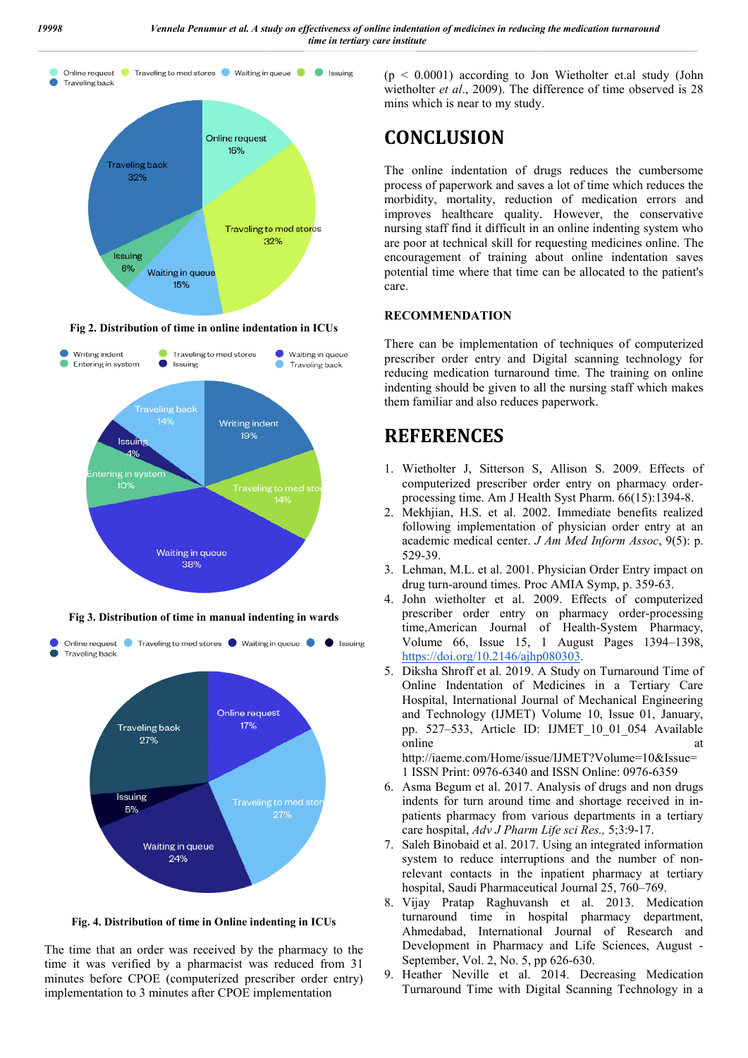Fig 2. Distribution of time in online indentation in ICUs

Fig 3. Distribution of time in manual indenting in wards

Fig. 4. Distribution of time in Online indenting in ICUs

The time that an order was received by the pharmacy to the time it was verified by a pharmacist was reduced from 31 minutes before CPOE (computerized prescriber order entry) implementation to 3 minutes after CPOE implementation ($p < 0.0001$) according to Jon Wietholter et.al study (John wietholter *et al*., 2009). The difference of time observed is 28 mins which is near to my study.

# CONCLUSION

The online indentation of drugs reduces the cumbersome process of paperwork and saves a lot of time which reduces the morbidity, mortality, reduction of medication errors and improves healthcare quality. However, the conservative nursing staff find it difficult in an online indenting system who are poor at technical skill for requesting medicines online. The encouragement of training about online indentation saves potential time where that time can be allocated to the patient's care.

### RECOMMENDATION

There can be implementation of techniques of computerized prescriber order entry and Digital scanning technology for reducing medication turnaround time. The training on online indenting should be given to all the nursing staff which makes them familiar and also reduces paperwork.

# REFERENCES

1. Wietholter J, Sitterson S, Allison S. 2009. Effects of computerized prescriber order entry on pharmacy order-processing time. Am J Health Syst Pharm. 66(15):1394-8.
2. Mekhjian, H.S. et al. 2002. Immediate benefits realized following implementation of physician order entry at an academic medical center. *J Am Med Inform Assoc*, 9(5): p. 529-39.
3. Lehman, M.L. et al. 2001. Physician Order Entry impact on drug turn-around times. Proc AMIA Symp, p. 359-63.
4. John wietholter et al. 2009. Effects of computerized prescriber order entry on pharmacy order-processing time,American Journal of Health-System Pharmacy, Volume 66, Issue 15, 1 August Pages 1394–1398, https://doi.org/10.2146/ajhp080303.
5. Diksha Shroff et al. 2019. A Study on Turnaround Time of Online Indentation of Medicines in a Tertiary Care Hospital, International Journal of Mechanical Engineering and Technology (IJMET) Volume 10, Issue 01, January, pp. 527–533, Article ID: IJMET_10_01_054 Available online at http://iaeme.com/Home/issue/IJMET?Volume=10&Issue=1 ISSN Print: 0976-6340 and ISSN Online: 0976-6359
6. Asma Begum et al. 2017. Analysis of drugs and non drugs indents for turn around time and shortage received in in-patients pharmacy from various departments in a tertiary care hospital, *Adv J Pharm Life sci Res.,* 5;3:9-17.
7. Saleh Binobaid et al. 2017. Using an integrated information system to reduce interruptions and the number of non-relevant contacts in the inpatient pharmacy at tertiary hospital, Saudi Pharmaceutical Journal 25, 760–769.
8. Vijay Pratap Raghuvansh et al. 2013. Medication turnaround time in hospital pharmacy department, Ahmedabad, International Journal of Research and Development in Pharmacy and Life Sciences, August - September, Vol. 2, No. 5, pp 626-630.
9. Heather Neville et al. 2014. Decreasing Medication Turnaround Time with Digital Scanning Technology in a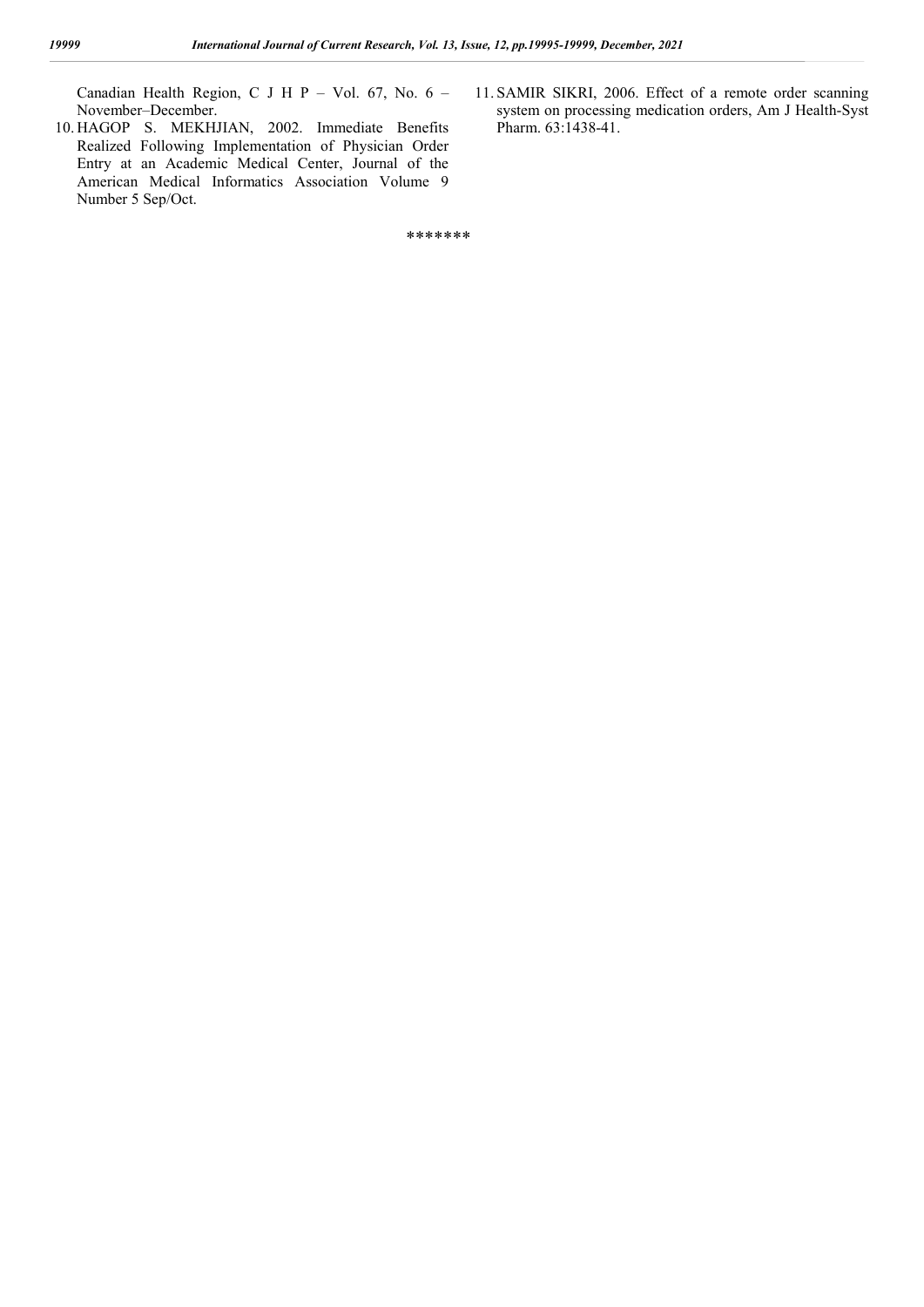Canadian Health Region, C J H P – Vol. 67, No. 6 – November–December.

10. HAGOP S. MEKHJIAN, 2002. Immediate Benefits Realized Following Implementation of Physician Order Entry at an Academic Medical Center, Journal of the American Medical Informatics Association Volume 9 Number 5 Sep/Oct.
11. SAMIR SIKRI, 2006. Effect of a remote order scanning system on processing medication orders, Am J Health-Syst Pharm. 63:1438-41.

*******